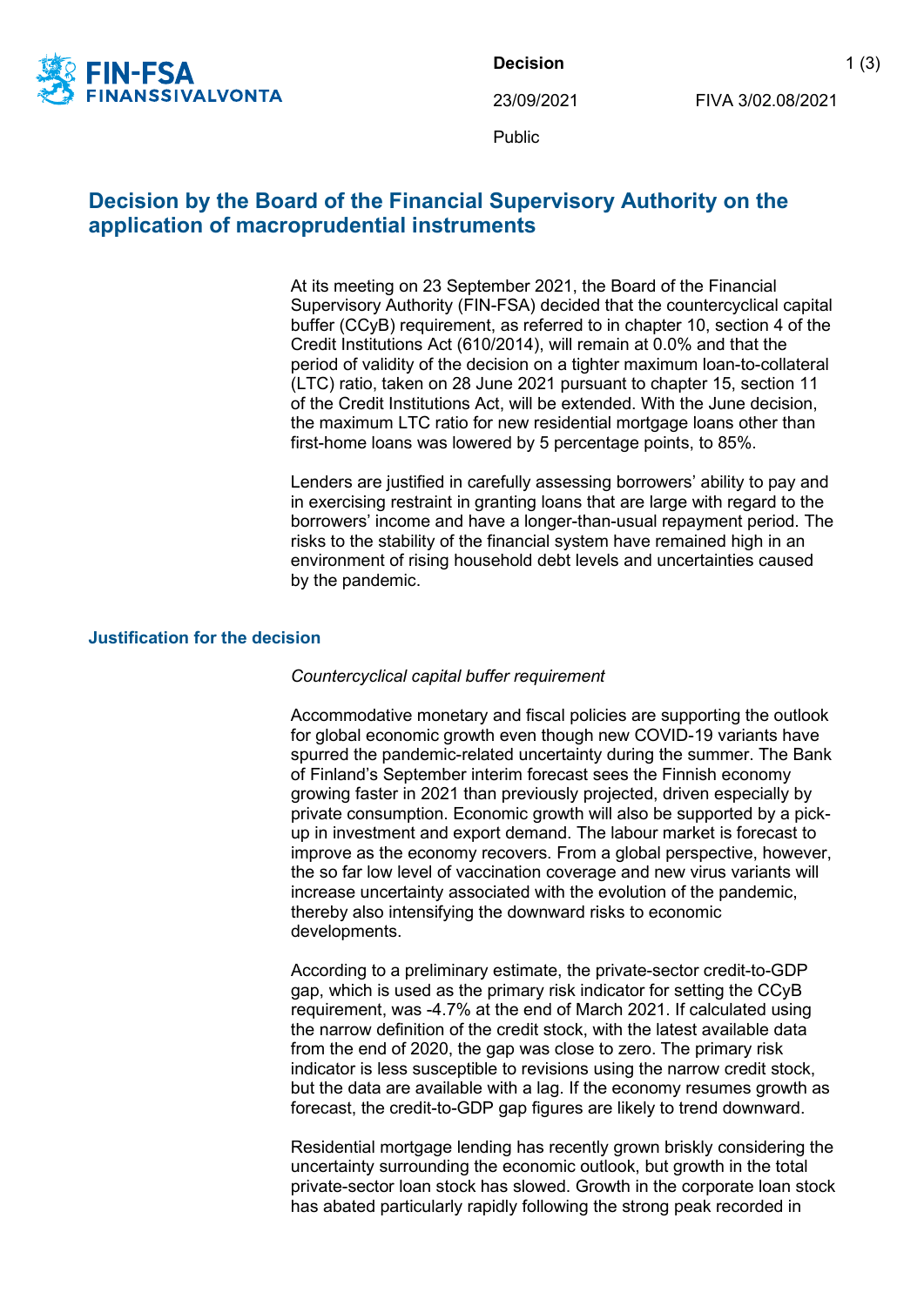Decision

23/09/2021

FIVA 3/02.08/2021

Public

# Decision by the Board of the Financial Supervisory Authority on the application of macroprudential instruments

At its meeting on 23 September 2021, the Board of the Financial Supervisory Authority (FIN-FSA) decided that the countercyclical capital buffer (CCyB) requirement, as referred to in chapter 10, section 4 of the Credit Institutions Act (610/2014), will remain at 0.0% and that the period of validity of the decision on a tighter maximum loan-to-collateral (LTC) ratio, taken on 28 June 2021 pursuant to chapter 15, section 11 of the Credit Institutions Act, will be extended. With the June decision, the maximum LTC ratio for new residential mortgage loans other than first-home loans was lowered by 5 percentage points, to 85%.

Lenders are justified in carefully assessing borrowers' ability to pay and in exercising restraint in granting loans that are large with regard to the borrowers' income and have a longer-than-usual repayment period. The risks to the stability of the financial system have remained high in an environment of rising household debt levels and uncertainties caused by the pandemic.

## Justification for the decision

*Countercyclical capital buffer requirement*

Accommodative monetary and fiscal policies are supporting the outlook for global economic growth even though new COVID-19 variants have spurred the pandemic-related uncertainty during the summer. The Bank of Finland's September interim forecast sees the Finnish economy growing faster in 2021 than previously projected, driven especially by private consumption. Economic growth will also be supported by a pick-up in investment and export demand. The labour market is forecast to improve as the economy recovers. From a global perspective, however, the so far low level of vaccination coverage and new virus variants will increase uncertainty associated with the evolution of the pandemic, thereby also intensifying the downward risks to economic developments.

According to a preliminary estimate, the private-sector credit-to-GDP gap, which is used as the primary risk indicator for setting the CCyB requirement, was -4.7% at the end of March 2021. If calculated using the narrow definition of the credit stock, with the latest available data from the end of 2020, the gap was close to zero. The primary risk indicator is less susceptible to revisions using the narrow credit stock, but the data are available with a lag. If the economy resumes growth as forecast, the credit-to-GDP gap figures are likely to trend downward.

Residential mortgage lending has recently grown briskly considering the uncertainty surrounding the economic outlook, but growth in the total private-sector loan stock has slowed. Growth in the corporate loan stock has abated particularly rapidly following the strong peak recorded in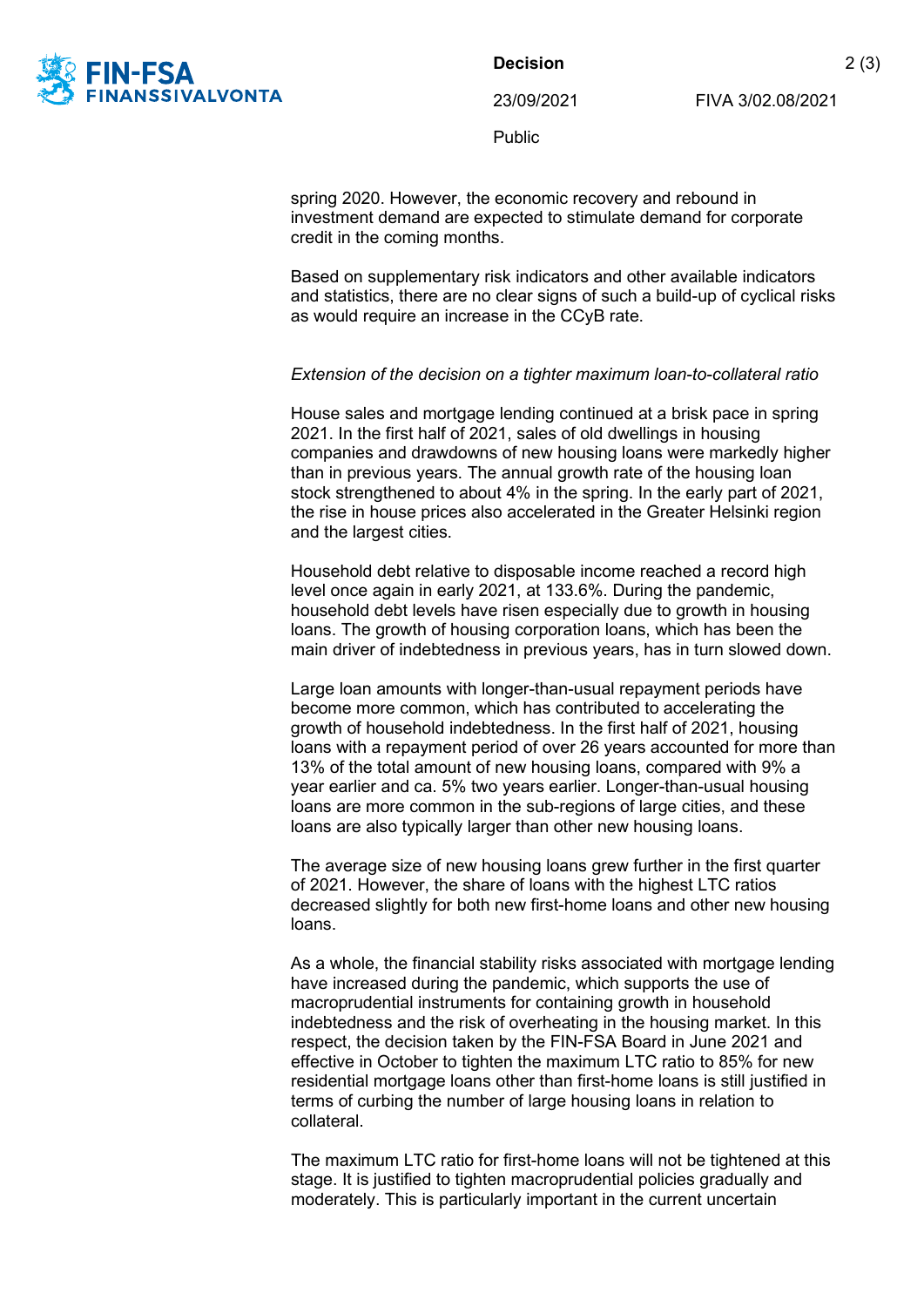spring 2020. However, the economic recovery and rebound in investment demand are expected to stimulate demand for corporate credit in the coming months.

Based on supplementary risk indicators and other available indicators and statistics, there are no clear signs of such a build-up of cyclical risks as would require an increase in the CCyB rate.

*Extension of the decision on a tighter maximum loan-to-collateral ratio*

House sales and mortgage lending continued at a brisk pace in spring 2021. In the first half of 2021, sales of old dwellings in housing companies and drawdowns of new housing loans were markedly higher than in previous years. The annual growth rate of the housing loan stock strengthened to about 4% in the spring. In the early part of 2021, the rise in house prices also accelerated in the Greater Helsinki region and the largest cities.

Household debt relative to disposable income reached a record high level once again in early 2021, at 133.6%. During the pandemic, household debt levels have risen especially due to growth in housing loans. The growth of housing corporation loans, which has been the main driver of indebtedness in previous years, has in turn slowed down.

Large loan amounts with longer-than-usual repayment periods have become more common, which has contributed to accelerating the growth of household indebtedness. In the first half of 2021, housing loans with a repayment period of over 26 years accounted for more than 13% of the total amount of new housing loans, compared with 9% a year earlier and ca. 5% two years earlier. Longer-than-usual housing loans are more common in the sub-regions of large cities, and these loans are also typically larger than other new housing loans.

The average size of new housing loans grew further in the first quarter of 2021. However, the share of loans with the highest LTC ratios decreased slightly for both new first-home loans and other new housing loans.

As a whole, the financial stability risks associated with mortgage lending have increased during the pandemic, which supports the use of macroprudential instruments for containing growth in household indebtedness and the risk of overheating in the housing market. In this respect, the decision taken by the FIN-FSA Board in June 2021 and effective in October to tighten the maximum LTC ratio to 85% for new residential mortgage loans other than first-home loans is still justified in terms of curbing the number of large housing loans in relation to collateral.

The maximum LTC ratio for first-home loans will not be tightened at this stage. It is justified to tighten macroprudential policies gradually and moderately. This is particularly important in the current uncertain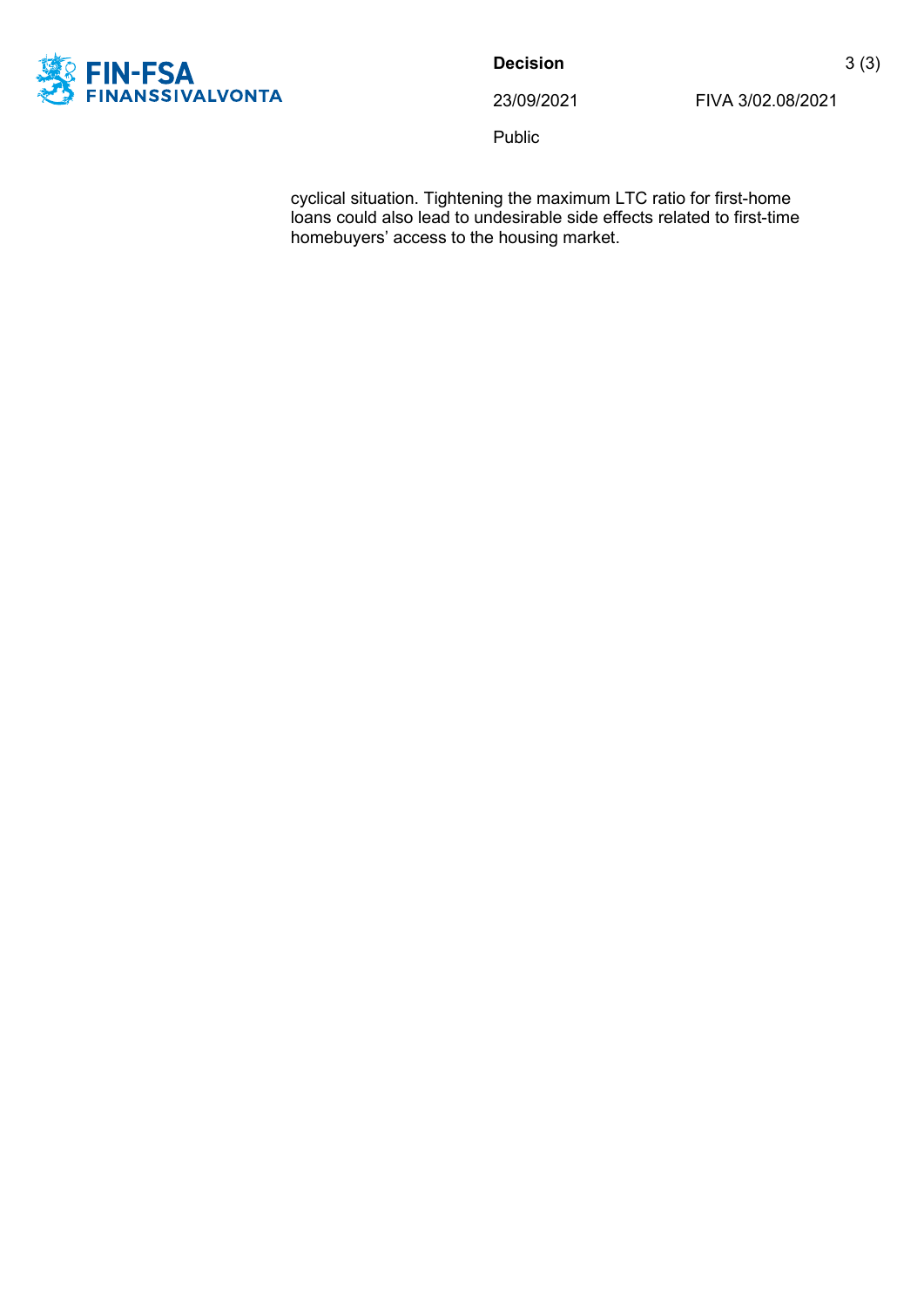cyclical situation. Tightening the maximum LTC ratio for first-home loans could also lead to undesirable side effects related to first-time homebuyers' access to the housing market.